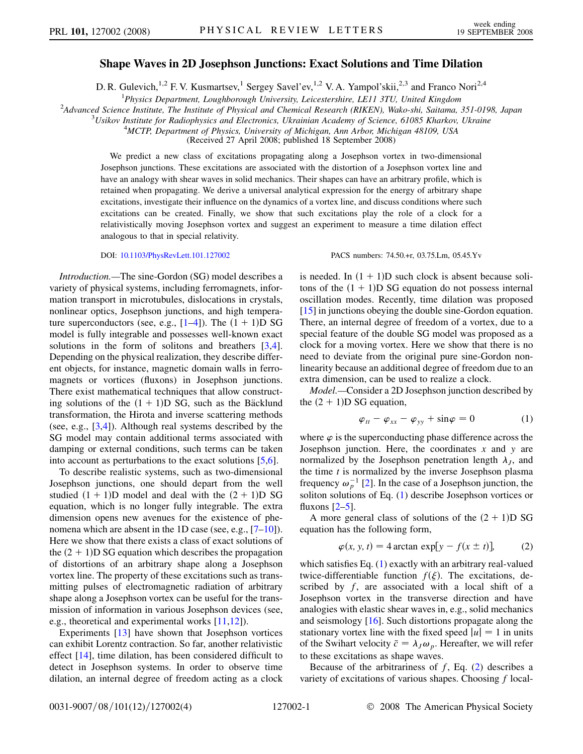# Shape Waves in 2D Josephson Junctions: Exact Solutions and Time Dilation

D. R. Gulevich,[1,2] F. V. Kusmartsev,[1] Sergey Savel'ev,[1,2] V. A. Yampol'skii,[2,3] and Franco Nori[2,4]

[1]Physics Department, Loughborough University, Leicestershire, LE11 3TU, United Kingdom
[2]Advanced Science Institute, The Institute of Physical and Chemical Research (RIKEN), Wako-shi, Saitama, 351-0198, Japan
[3]Usikov Institute for Radiophysics and Electronics, Ukrainian Academy of Science, 61085 Kharkov, Ukraine
[4]MCTP, Department of Physics, University of Michigan, Ann Arbor, Michigan 48109, USA
(Received 27 April 2008; published 18 September 2008)

We predict a new class of excitations propagating along a Josephson vortex in two-dimensional Josephson junctions. These excitations are associated with the distortion of a Josephson vortex line and have an analogy with shear waves in solid mechanics. Their shapes can have an arbitrary profile, which is retained when propagating. We derive a universal analytical expression for the energy of arbitrary shape excitations, investigate their influence on the dynamics of a vortex line, and discuss conditions where such excitations can be created. Finally, we show that such excitations play the role of a clock for a relativistically moving Josephson vortex and suggest an experiment to measure a time dilation effect analogous to that in special relativity.

DOI: 10.1103/PhysRevLett.101.127002 PACS numbers: 74.50.+r, 03.75.Lm, 05.45.Yv

*Introduction.*—The sine-Gordon (SG) model describes a variety of physical systems, including ferromagnets, information transport in microtubules, dislocations in crystals, nonlinear optics, Josephson junctions, and high temperature superconductors (see, e.g., [1–4]). The (1 + 1)D SG model is fully integrable and possesses well-known exact solutions in the form of solitons and breathers [3,4]. Depending on the physical realization, they describe different objects, for instance, magnetic domain walls in ferromagnets or vortices (fluxons) in Josephson junctions. There exist mathematical techniques that allow constructing solutions of the (1 + 1)D SG, such as the Bäcklund transformation, the Hirota and inverse scattering methods (see, e.g., [3,4]). Although real systems described by the SG model may contain additional terms associated with damping or external conditions, such terms can be taken into account as perturbations to the exact solutions [5,6].

To describe realistic systems, such as two-dimensional Josephson junctions, one should depart from the well studied (1 + 1)D model and deal with the (2 + 1)D SG equation, which is no longer fully integrable. The extra dimension opens new avenues for the existence of phenomena which are absent in the 1D case (see, e.g., [7–10]). Here we show that there exists a class of exact solutions of the (2 + 1)D SG equation which describes the propagation of distortions of an arbitrary shape along a Josephson vortex line. The property of these excitations such as transmitting pulses of electromagnetic radiation of arbitrary shape along a Josephson vortex can be useful for the transmission of information in various Josephson devices (see, e.g., theoretical and experimental works [11,12]).

Experiments [13] have shown that Josephson vortices can exhibit Lorentz contraction. So far, another relativistic effect [14], time dilation, has been considered difficult to detect in Josephson systems. In order to observe time dilation, an internal degree of freedom acting as a clock is needed. In (1 + 1)D such clock is absent because solitons of the (1 + 1)D SG equation do not possess internal oscillation modes. Recently, time dilation was proposed [15] in junctions obeying the double sine-Gordon equation. There, an internal degree of freedom of a vortex, due to a special feature of the double SG model was proposed as a clock for a moving vortex. Here we show that there is no need to deviate from the original pure sine-Gordon nonlinearity because an additional degree of freedom due to an extra dimension, can be used to realize a clock.

*Model.*—Consider a 2D Josephson junction described by the (2 + 1)D SG equation,

$$\varphi_{tt} - \varphi_{xx} - \varphi_{yy} + \sin\varphi = 0 \tag{1}$$

where $\varphi$ is the superconducting phase difference across the Josephson junction. Here, the coordinates $x$ and $y$ are normalized by the Josephson penetration length $\lambda_J$, and the time $t$ is normalized by the inverse Josephson plasma frequency $\omega_p^{-1}$ [2]. In the case of a Josephson junction, the soliton solutions of Eq. (1) describe Josephson vortices or fluxons [2–5].

A more general class of solutions of the (2 + 1)D SG equation has the following form,

$$\varphi(x, y, t) = 4\arctan\exp[y - f(x \pm t)], \tag{2}$$

which satisfies Eq. (1) exactly with an arbitrary real-valued twice-differentiable function $f(\xi)$. The excitations, described by $f$, are associated with a local shift of a Josephson vortex in the transverse direction and have analogies with elastic shear waves in, e.g., solid mechanics and seismology [16]. Such distortions propagate along the stationary vortex line with the fixed speed $|u| = 1$ in units of the Swihart velocity $\bar{c} = \lambda_J\omega_p$. Hereafter, we will refer to these excitations as shape waves.

Because of the arbitrariness of $f$, Eq. (2) describes a variety of excitations of various shapes. Choosing $f$ local-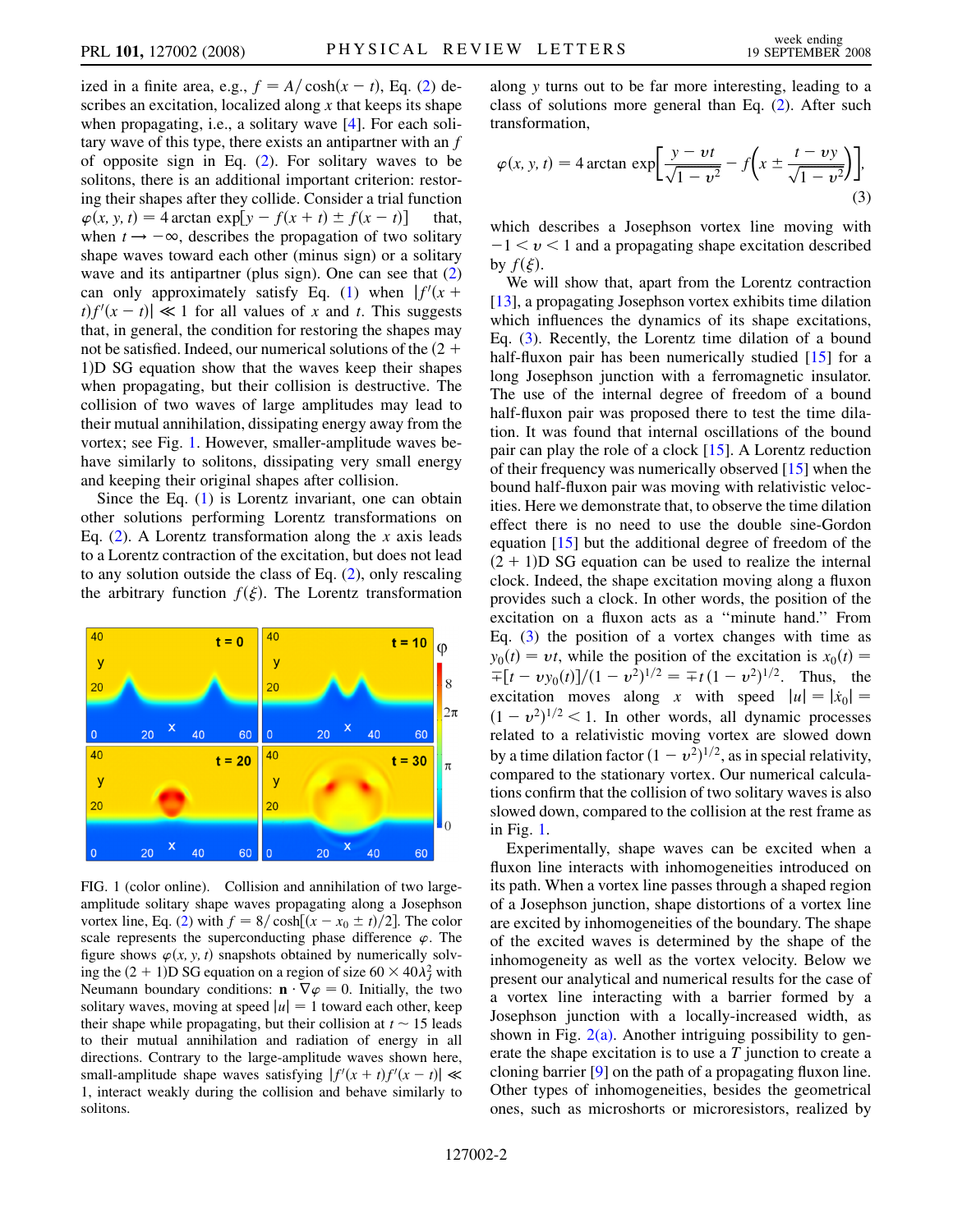ized in a finite area, e.g., $f = A/\cosh(x - t)$, Eq. (2) describes an excitation, localized along $x$ that keeps its shape when propagating, i.e., a solitary wave [4]. For each solitary wave of this type, there exists an antipartner with an $f$ of opposite sign in Eq. (2). For solitary waves to be solitons, there is an additional important criterion: restoring their shapes after they collide. Consider a trial function $\varphi(x, y, t) = 4 \arctan \exp[y - f(x + t) \pm f(x - t)]$ that, when $t \to -\infty$, describes the propagation of two solitary shape waves toward each other (minus sign) or a solitary wave and its antipartner (plus sign). One can see that (2) can only approximately satisfy Eq. (1) when $|f'(x + t)f'(x - t)| \ll 1$ for all values of $x$ and $t$. This suggests that, in general, the condition for restoring the shapes may not be satisfied. Indeed, our numerical solutions of the $(2 + 1)$D SG equation show that the waves keep their shapes when propagating, but their collision is destructive. The collision of two waves of large amplitudes may lead to their mutual annihilation, dissipating energy away from the vortex; see Fig. 1. However, smaller-amplitude waves behave similarly to solitons, dissipating very small energy and keeping their original shapes after collision.

Since the Eq. (1) is Lorentz invariant, one can obtain other solutions performing Lorentz transformations on Eq. (2). A Lorentz transformation along the $x$ axis leads to a Lorentz contraction of the excitation, but does not lead to any solution outside the class of Eq. (2), only rescaling the arbitrary function $f(\xi)$. The Lorentz transformation along $y$ turns out to be far more interesting, leading to a class of solutions more general than Eq. (2). After such transformation,

$$\varphi(x, y, t) = 4 \arctan \exp\left[\frac{y - vt}{\sqrt{1 - v^2}} - f\left(x \pm \frac{t - vy}{\sqrt{1 - v^2}}\right)\right], \tag{3}$$

which describes a Josephson vortex line moving with $-1 < v < 1$ and a propagating shape excitation described by $f(\xi)$.

FIG. 1 (color online). Collision and annihilation of two large-amplitude solitary shape waves propagating along a Josephson vortex line, Eq. (2) with $f = 8/\cosh[(x - x_0 \pm t)/2]$. The color scale represents the superconducting phase difference $\varphi$. The figure shows $\varphi(x, y, t)$ snapshots obtained by numerically solving the $(2 + 1)$D SG equation on a region of size $60 \times 40\lambda_J^2$ with Neumann boundary conditions: $\mathbf{n} \cdot \nabla\varphi = 0$. Initially, the two solitary waves, moving at speed $|u| = 1$ toward each other, keep their shape while propagating, but their collision at $t \sim 15$ leads to their mutual annihilation and radiation of energy in all directions. Contrary to the large-amplitude waves shown here, small-amplitude shape waves satisfying $|f'(x + t)f'(x - t)| \ll 1$, interact weakly during the collision and behave similarly to solitons.

We will show that, apart from the Lorentz contraction [13], a propagating Josephson vortex exhibits time dilation which influences the dynamics of its shape excitations, Eq. (3). Recently, the Lorentz time dilation of a bound half-fluxon pair has been numerically studied [15] for a long Josephson junction with a ferromagnetic insulator. The use of the internal degree of freedom of a bound half-fluxon pair was proposed there to test the time dilation. It was found that internal oscillations of the bound pair can play the role of a clock [15]. A Lorentz reduction of their frequency was numerically observed [15] when the bound half-fluxon pair was moving with relativistic velocities. Here we demonstrate that, to observe the time dilation effect there is no need to use the double sine-Gordon equation [15] but the additional degree of freedom of the $(2 + 1)$D SG equation can be used to realize the internal clock. Indeed, the shape excitation moving along a fluxon provides such a clock. In other words, the position of the excitation on a fluxon acts as a "minute hand." From Eq. (3) the position of a vortex changes with time as $y_0(t) = vt$, while the position of the excitation is $x_0(t) = \mp[t - vy_0(t)]/(1 - v^2)^{1/2} = \mp t(1 - v^2)^{1/2}$. Thus, the excitation moves along $x$ with speed $|u| = |\dot{x}_0| = (1 - v^2)^{1/2} < 1$. In other words, all dynamic processes related to a relativistic moving vortex are slowed down by a time dilation factor $(1 - v^2)^{1/2}$, as in special relativity, compared to the stationary vortex. Our numerical calculations confirm that the collision of two solitary waves is also slowed down, compared to the collision at the rest frame as in Fig. 1.

Experimentally, shape waves can be excited when a fluxon line interacts with inhomogeneities introduced on its path. When a vortex line passes through a shaped region of a Josephson junction, shape distortions of a vortex line are excited by inhomogeneities of the boundary. The shape of the excited waves is determined by the shape of the inhomogeneity as well as the vortex velocity. Below we present our analytical and numerical results for the case of a vortex line interacting with a barrier formed by a Josephson junction with a locally-increased width, as shown in Fig. 2(a). Another intriguing possibility to generate the shape excitation is to use a $T$ junction to create a cloning barrier [9] on the path of a propagating fluxon line. Other types of inhomogeneities, besides the geometrical ones, such as microshorts or microresistors, realized by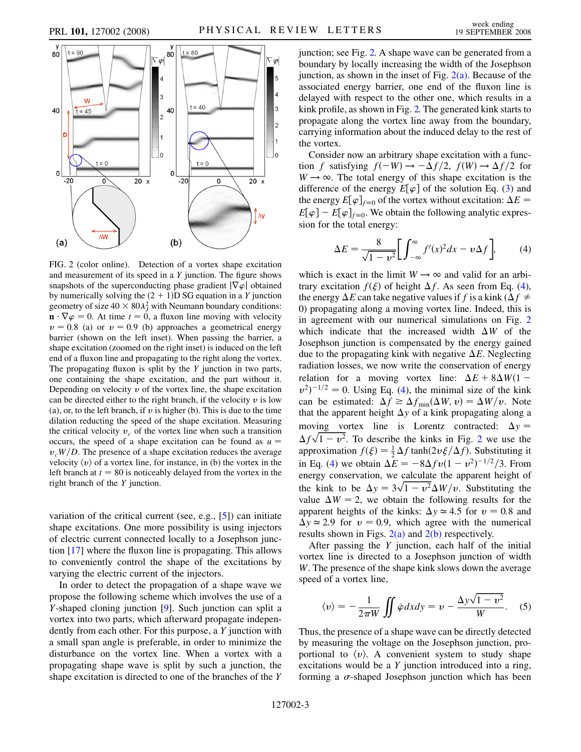FIG. 2 (color online). Detection of a vortex shape excitation and measurement of its speed in a $Y$ junction. The figure shows snapshots of the superconducting phase gradient $|\nabla\varphi|$ obtained by numerically solving the $(2+1)$D SG equation in a $Y$ junction geometry of size $40 \times 80\lambda_J^2$ with Neumann boundary conditions: $\mathbf{n} \cdot \nabla\varphi = 0$. At time $t = 0$, a fluxon line moving with velocity $v = 0.8$ (a) or $v = 0.9$ (b) approaches a geometrical energy barrier (shown on the left inset). When passing the barrier, a shape excitation (zoomed on the right inset) is induced on the left end of a fluxon line and propagating to the right along the vortex. The propagating fluxon is split by the $Y$ junction in two parts, one containing the shape excitation, and the part without it. Depending on velocity $v$ of the vortex line, the shape excitation can be directed either to the right branch, if the velocity $v$ is low (a), or, to the left branch, if $v$ is higher (b). This is due to the time dilation reducing the speed of the shape excitation. Measuring the critical velocity $v_c$ of the vortex line when such a transition occurs, the speed of a shape excitation can be found as $u = v_c W/D$. The presence of a shape excitation reduces the average velocity $\langle v \rangle$ of a vortex line, for instance, in (b) the vortex in the left branch at $t = 80$ is noticeably delayed from the vortex in the right branch of the $Y$ junction.

variation of the critical current (see, e.g., [5]) can initiate shape excitations. One more possibility is using injectors of electric current connected locally to a Josephson junction [17] where the fluxon line is propagating. This allows to conveniently control the shape of the excitations by varying the electric current of the injectors.

In order to detect the propagation of a shape wave we propose the following scheme which involves the use of a $Y$-shaped cloning junction [9]. Such junction can split a vortex into two parts, which afterward propagate independently from each other. For this purpose, a $Y$ junction with a small span angle is preferable, in order to minimize the disturbance on the vortex line. When a vortex with a propagating shape wave is split by such a junction, the shape excitation is directed to one of the branches of the $Y$ junction; see Fig. 2. A shape wave can be generated from a boundary by locally increasing the width of the Josephson junction, as shown in the inset of Fig. 2(a). Because of the associated energy barrier, one end of the fluxon line is delayed with respect to the other one, which results in a kink profile, as shown in Fig. 2. The generated kink starts to propagate along the vortex line away from the boundary, carrying information about the induced delay to the rest of the vortex.

Consider now an arbitrary shape excitation with a function $f$ satisfying $f(-W) \to -\Delta f/2$, $f(W) \to \Delta f/2$ for $W \to \infty$. The total energy of this shape excitation is the difference of the energy $E[\varphi]$ of the solution Eq. (3) and the energy $E[\varphi]_{f\equiv 0}$ of the vortex without excitation: $\Delta E = E[\varphi] - E[\varphi]_{f\equiv 0}$. We obtain the following analytic expression for the total energy:

$$\Delta E = \frac{8}{\sqrt{1-v^2}}\left[\int_{-\infty}^{\infty} f'(x)^2 dx - v\Delta f\right], \tag{4}$$

which is exact in the limit $W \to \infty$ and valid for an arbitrary excitation $f(\xi)$ of height $\Delta f$. As seen from Eq. (4), the energy $\Delta E$ can take negative values if $f$ is a kink ($\Delta f \neq 0$) propagating along a moving vortex line. Indeed, this is in agreement with our numerical simulations on Fig. 2 which indicate that the increased width $\Delta W$ of the Josephson junction is compensated by the energy gained due to the propagating kink with negative $\Delta E$. Neglecting radiation losses, we now write the conservation of energy relation for a moving vortex line: $\Delta E + 8\Delta W(1 - v^2)^{-1/2} = 0$. Using Eq. (4), the minimal size of the kink can be estimated: $\Delta f \geq \Delta f_{\min}(\Delta W, v) = \Delta W/v$. Note that the apparent height $\Delta y$ of a kink propagating along a moving vortex line is Lorentz contracted: $\Delta y = \Delta f\sqrt{1-v^2}$. To describe the kinks in Fig. 2 we use the approximation $f(\xi) = \frac{1}{2}\Delta f \tanh(2v\xi/\Delta f)$. Substituting it in Eq. (4) we obtain $\Delta E = -8\Delta f v(1-v^2)^{-1/2}/3$. From energy conservation, we calculate the apparent height of the kink to be $\Delta y = 3\sqrt{1-v^2}\Delta W/v$. Substituting the value $\Delta W = 2$, we obtain the following results for the apparent heights of the kinks: $\Delta y \simeq 4.5$ for $v = 0.8$ and $\Delta y \simeq 2.9$ for $v = 0.9$, which agree with the numerical results shown in Figs. 2(a) and 2(b) respectively.

After passing the $Y$ junction, each half of the initial vortex line is directed to a Josephson junction of width $W$. The presence of the shape kink slows down the average speed of a vortex line,

$$\langle v \rangle = -\frac{1}{2\pi W}\iint \dot{\varphi}\, dx dy = v - \frac{\Delta y\sqrt{1-v^2}}{W}. \tag{5}$$

Thus, the presence of a shape wave can be directly detected by measuring the voltage on the Josephson junction, proportional to $\langle v \rangle$. A convenient system to study shape excitations would be a $Y$ junction introduced into a ring, forming a $\sigma$-shaped Josephson junction which has been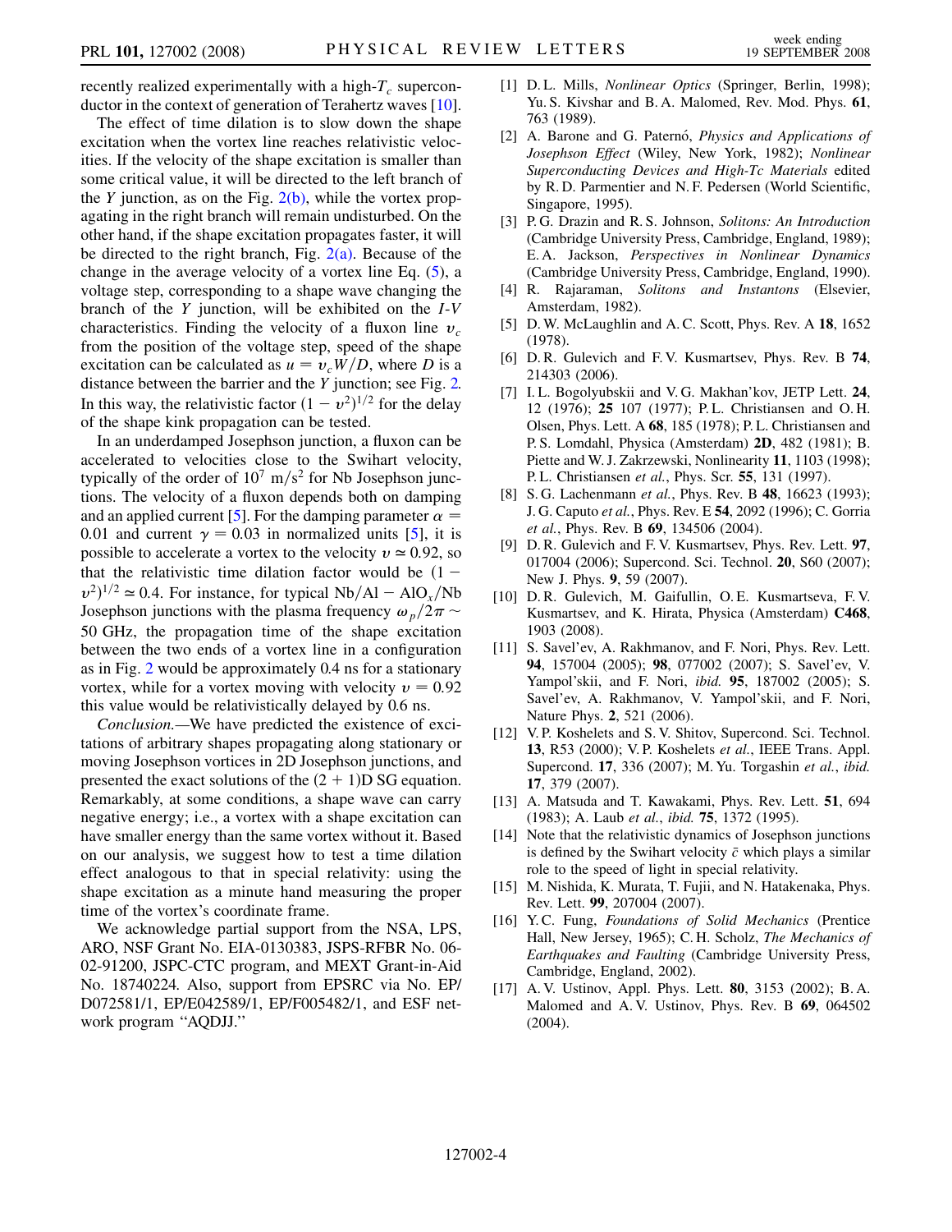recently realized experimentally with a high-$T_c$ superconductor in the context of generation of Terahertz waves [10].

The effect of time dilation is to slow down the shape excitation when the vortex line reaches relativistic velocities. If the velocity of the shape excitation is smaller than some critical value, it will be directed to the left branch of the $Y$ junction, as on the Fig. 2(b), while the vortex propagating in the right branch will remain undisturbed. On the other hand, if the shape excitation propagates faster, it will be directed to the right branch, Fig. 2(a). Because of the change in the average velocity of a vortex line Eq. (5), a voltage step, corresponding to a shape wave changing the branch of the $Y$ junction, will be exhibited on the $I$-$V$ characteristics. Finding the velocity of a fluxon line $v_c$ from the position of the voltage step, speed of the shape excitation can be calculated as $u = v_c W/D$, where $D$ is a distance between the barrier and the $Y$ junction; see Fig. 2. In this way, the relativistic factor $(1 - v^2)^{1/2}$ for the delay of the shape kink propagation can be tested.

In an underdamped Josephson junction, a fluxon can be accelerated to velocities close to the Swihart velocity, typically of the order of $10^7$ m/s$^2$ for Nb Josephson junctions. The velocity of a fluxon depends both on damping and an applied current [5]. For the damping parameter $\alpha = 0.01$ and current $\gamma = 0.03$ in normalized units [5], it is possible to accelerate a vortex to the velocity $v \simeq 0.92$, so that the relativistic time dilation factor would be $(1 - v^2)^{1/2} \simeq 0.4$. For instance, for typical Nb/Al $-$ $AlO_x$/Nb Josephson junctions with the plasma frequency $\omega_p/2\pi \sim 50$ GHz, the propagation time of the shape excitation between the two ends of a vortex line in a configuration as in Fig. 2 would be approximately 0.4 ns for a stationary vortex, while for a vortex moving with velocity $v = 0.92$ this value would be relativistically delayed by 0.6 ns.

*Conclusion.*—We have predicted the existence of excitations of arbitrary shapes propagating along stationary or moving Josephson vortices in 2D Josephson junctions, and presented the exact solutions of the $(2 + 1)$D SG equation. Remarkably, at some conditions, a shape wave can carry negative energy; i.e., a vortex with a shape excitation can have smaller energy than the same vortex without it. Based on our analysis, we suggest how to test a time dilation effect analogous to that in special relativity: using the shape excitation as a minute hand measuring the proper time of the vortex's coordinate frame.

We acknowledge partial support from the NSA, LPS, ARO, NSF Grant No. EIA-0130383, JSPS-RFBR No. 06-02-91200, JSPC-CTC program, and MEXT Grant-in-Aid No. 18740224. Also, support from EPSRC via No. EP/D072581/1, EP/E042589/1, EP/F005482/1, and ESF network program "AQDJJ."

[1] D. L. Mills, *Nonlinear Optics* (Springer, Berlin, 1998); Yu. S. Kivshar and B. A. Malomed, Rev. Mod. Phys. **61**, 763 (1989).

[2] A. Barone and G. Paternó, *Physics and Applications of Josephson Effect* (Wiley, New York, 1982); *Nonlinear Superconducting Devices and High-Tc Materials* edited by R. D. Parmentier and N. F. Pedersen (World Scientific, Singapore, 1995).

[3] P. G. Drazin and R. S. Johnson, *Solitons: An Introduction* (Cambridge University Press, Cambridge, England, 1989); E. A. Jackson, *Perspectives in Nonlinear Dynamics* (Cambridge University Press, Cambridge, England, 1990).

[4] R. Rajaraman, *Solitons and Instantons* (Elsevier, Amsterdam, 1982).

[5] D. W. McLaughlin and A. C. Scott, Phys. Rev. A **18**, 1652 (1978).

[6] D. R. Gulevich and F. V. Kusmartsev, Phys. Rev. B **74**, 214303 (2006).

[7] I. L. Bogolyubskii and V. G. Makhan'kov, JETP Lett. **24**, 12 (1976); **25** 107 (1977); P. L. Christiansen and O. H. Olsen, Phys. Lett. A **68**, 185 (1978); P. L. Christiansen and P. S. Lomdahl, Physica (Amsterdam) **2D**, 482 (1981); B. Piette and W. J. Zakrzewski, Nonlinearity **11**, 1103 (1998); P. L. Christiansen *et al.*, Phys. Scr. **55**, 131 (1997).

[8] S. G. Lachenmann *et al.*, Phys. Rev. B **48**, 16623 (1993); J. G. Caputo *et al.*, Phys. Rev. E **54**, 2092 (1996); C. Gorria *et al.*, Phys. Rev. B **69**, 134506 (2004).

[9] D. R. Gulevich and F. V. Kusmartsev, Phys. Rev. Lett. **97**, 017004 (2006); Supercond. Sci. Technol. **20**, S60 (2007); New J. Phys. **9**, 59 (2007).

[10] D. R. Gulevich, M. Gaifullin, O. E. Kusmartseva, F. V. Kusmartsev, and K. Hirata, Physica (Amsterdam) **C468**, 1903 (2008).

[11] S. Savel'ev, A. Rakhmanov, and F. Nori, Phys. Rev. Lett. **94**, 157004 (2005); **98**, 077002 (2007); S. Savel'ev, V. Yampol'skii, and F. Nori, *ibid.* **95**, 187002 (2005); S. Savel'ev, A. Rakhmanov, V. Yampol'skii, and F. Nori, Nature Phys. **2**, 521 (2006).

[12] V. P. Koshelets and S. V. Shitov, Supercond. Sci. Technol. **13**, R53 (2000); V. P. Koshelets *et al.*, IEEE Trans. Appl. Supercond. **17**, 336 (2007); M. Yu. Torgashin *et al.*, *ibid.* **17**, 379 (2007).

[13] A. Matsuda and T. Kawakami, Phys. Rev. Lett. **51**, 694 (1983); A. Laub *et al.*, *ibid.* **75**, 1372 (1995).

[14] Note that the relativistic dynamics of Josephson junctions is defined by the Swihart velocity $\bar{c}$ which plays a similar role to the speed of light in special relativity.

[15] M. Nishida, K. Murata, T. Fujii, and N. Hatakenaka, Phys. Rev. Lett. **99**, 207004 (2007).

[16] Y. C. Fung, *Foundations of Solid Mechanics* (Prentice Hall, New Jersey, 1965); C. H. Scholz, *The Mechanics of Earthquakes and Faulting* (Cambridge University Press, Cambridge, England, 2002).

[17] A. V. Ustinov, Appl. Phys. Lett. **80**, 3153 (2002); B. A. Malomed and A. V. Ustinov, Phys. Rev. B **69**, 064502 (2004).